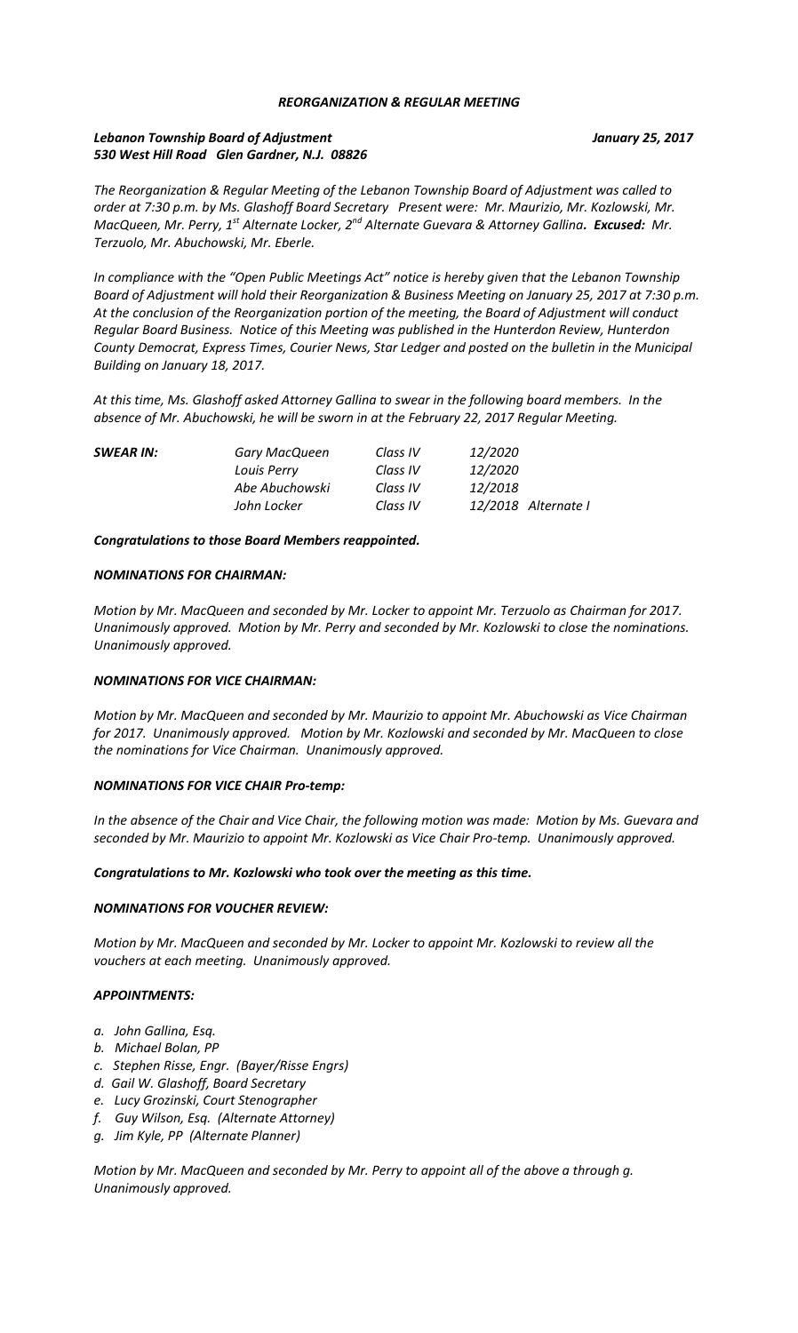***REORGANIZATION & REGULAR MEETING***

***Lebanon Township Board of Adjustment*** ***January 25, 2017***
***530 West Hill Road Glen Gardner, N.J. 08826***

*The Reorganization & Regular Meeting of the Lebanon Township Board of Adjustment was called to order at 7:30 p.m. by Ms. Glashoff Board Secretary Present were: Mr. Maurizio, Mr. Kozlowski, Mr. MacQueen, Mr. Perry, 1st Alternate Locker, 2nd Alternate Guevara & Attorney Gallina. **Excused:** Mr. Terzuolo, Mr. Abuchowski, Mr. Eberle.*

*In compliance with the "Open Public Meetings Act" notice is hereby given that the Lebanon Township Board of Adjustment will hold their Reorganization & Business Meeting on January 25, 2017 at 7:30 p.m. At the conclusion of the Reorganization portion of the meeting, the Board of Adjustment will conduct Regular Board Business. Notice of this Meeting was published in the Hunterdon Review, Hunterdon County Democrat, Express Times, Courier News, Star Ledger and posted on the bulletin in the Municipal Building on January 18, 2017.*

*At this time, Ms. Glashoff asked Attorney Gallina to swear in the following board members. In the absence of Mr. Abuchowski, he will be sworn in at the February 22, 2017 Regular Meeting.*

| ***SWEAR IN:*** | *Gary MacQueen* | *Class IV* | *12/2020* |
|---|---|---|---|
| | *Louis Perry* | *Class IV* | *12/2020* |
| | *Abe Abuchowski* | *Class IV* | *12/2018* |
| | *John Locker* | *Class IV* | *12/2018 Alternate I* |

***Congratulations to those Board Members reappointed.***

***NOMINATIONS FOR CHAIRMAN:***

*Motion by Mr. MacQueen and seconded by Mr. Locker to appoint Mr. Terzuolo as Chairman for 2017. Unanimously approved. Motion by Mr. Perry and seconded by Mr. Kozlowski to close the nominations. Unanimously approved.*

***NOMINATIONS FOR VICE CHAIRMAN:***

*Motion by Mr. MacQueen and seconded by Mr. Maurizio to appoint Mr. Abuchowski as Vice Chairman for 2017. Unanimously approved. Motion by Mr. Kozlowski and seconded by Mr. MacQueen to close the nominations for Vice Chairman. Unanimously approved.*

***NOMINATIONS FOR VICE CHAIR Pro-temp:***

*In the absence of the Chair and Vice Chair, the following motion was made: Motion by Ms. Guevara and seconded by Mr. Maurizio to appoint Mr. Kozlowski as Vice Chair Pro-temp. Unanimously approved.*

***Congratulations to Mr. Kozlowski who took over the meeting as this time.***

***NOMINATIONS FOR VOUCHER REVIEW:***

*Motion by Mr. MacQueen and seconded by Mr. Locker to appoint Mr. Kozlowski to review all the vouchers at each meeting. Unanimously approved.*

***APPOINTMENTS:***

- *a. John Gallina, Esq.*
- *b. Michael Bolan, PP*
- *c. Stephen Risse, Engr. (Bayer/Risse Engrs)*
- *d. Gail W. Glashoff, Board Secretary*
- *e. Lucy Grozinski, Court Stenographer*
- *f. Guy Wilson, Esq. (Alternate Attorney)*
- *g. Jim Kyle, PP (Alternate Planner)*

*Motion by Mr. MacQueen and seconded by Mr. Perry to appoint all of the above a through g. Unanimously approved.*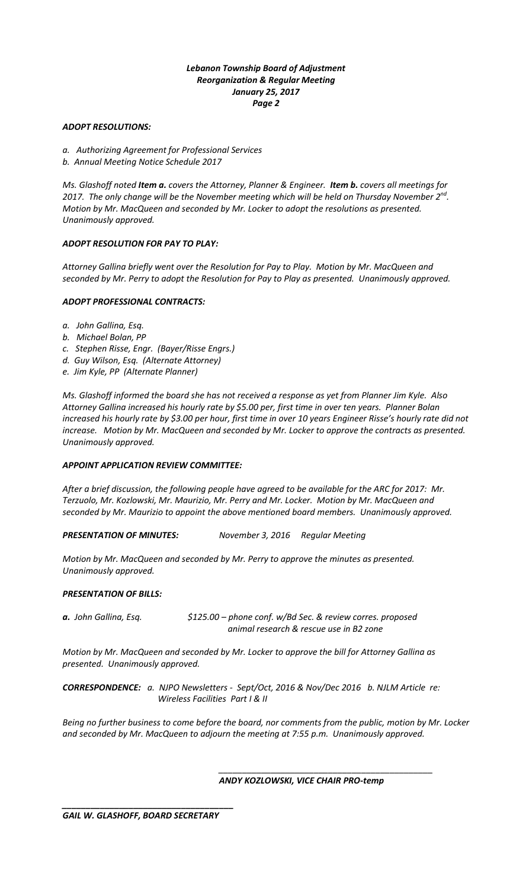### ADOPT RESOLUTIONS:

*a. Authorizing Agreement for Professional Services*
*b. Annual Meeting Notice Schedule 2017*

*Ms. Glashoff noted **Item a.** covers the Attorney, Planner & Engineer. **Item b.** covers all meetings for 2017. The only change will be the November meeting which will be held on Thursday November 2nd. Motion by Mr. MacQueen and seconded by Mr. Locker to adopt the resolutions as presented. Unanimously approved.*

### ADOPT RESOLUTION FOR PAY TO PLAY:

*Attorney Gallina briefly went over the Resolution for Pay to Play. Motion by Mr. MacQueen and seconded by Mr. Perry to adopt the Resolution for Pay to Play as presented. Unanimously approved.*

### ADOPT PROFESSIONAL CONTRACTS:

*a. John Gallina, Esq.*
*b. Michael Bolan, PP*
*c. Stephen Risse, Engr. (Bayer/Risse Engrs.)*
*d. Guy Wilson, Esq. (Alternate Attorney)*
*e. Jim Kyle, PP (Alternate Planner)*

*Ms. Glashoff informed the board she has not received a response as yet from Planner Jim Kyle. Also Attorney Gallina increased his hourly rate by $5.00 per, first time in over ten years. Planner Bolan increased his hourly rate by $3.00 per hour, first time in over 10 years Engineer Risse's hourly rate did not increase. Motion by Mr. MacQueen and seconded by Mr. Locker to approve the contracts as presented. Unanimously approved.*

### APPOINT APPLICATION REVIEW COMMITTEE:

*After a brief discussion, the following people have agreed to be available for the ARC for 2017: Mr. Terzuolo, Mr. Kozlowski, Mr. Maurizio, Mr. Perry and Mr. Locker. Motion by Mr. MacQueen and seconded by Mr. Maurizio to appoint the above mentioned board members. Unanimously approved.*

***PRESENTATION OF MINUTES:*** *November 3, 2016 Regular Meeting*

*Motion by Mr. MacQueen and seconded by Mr. Perry to approve the minutes as presented. Unanimously approved.*

### PRESENTATION OF BILLS:

***a.*** *John Gallina, Esq. $125.00 – phone conf. w/Bd Sec. & review corres. proposed animal research & rescue use in B2 zone*

*Motion by Mr. MacQueen and seconded by Mr. Locker to approve the bill for Attorney Gallina as presented. Unanimously approved.*

***CORRESPONDENCE:*** *a. NJPO Newsletters - Sept/Oct, 2016 & Nov/Dec 2016 b. NJLM Article re: Wireless Facilities Part I & II*

*Being no further business to come before the board, nor comments from the public, motion by Mr. Locker and seconded by Mr. MacQueen to adjourn the meeting at 7:55 p.m. Unanimously approved.*

\_\_\_\_\_\_\_\_\_\_\_\_\_\_\_\_\_\_\_\_\_\_\_\_\_\_\_\_\_\_\_\_\_\_\_\_\_\_\_\_
***ANDY KOZLOWSKI, VICE CHAIR PRO-temp***

\_\_\_\_\_\_\_\_\_\_\_\_\_\_\_\_\_\_\_\_\_\_\_\_\_\_\_\_\_\_\_\_\_\_\_\_\_\_\_\_
***GAIL W. GLASHOFF, BOARD SECRETARY***